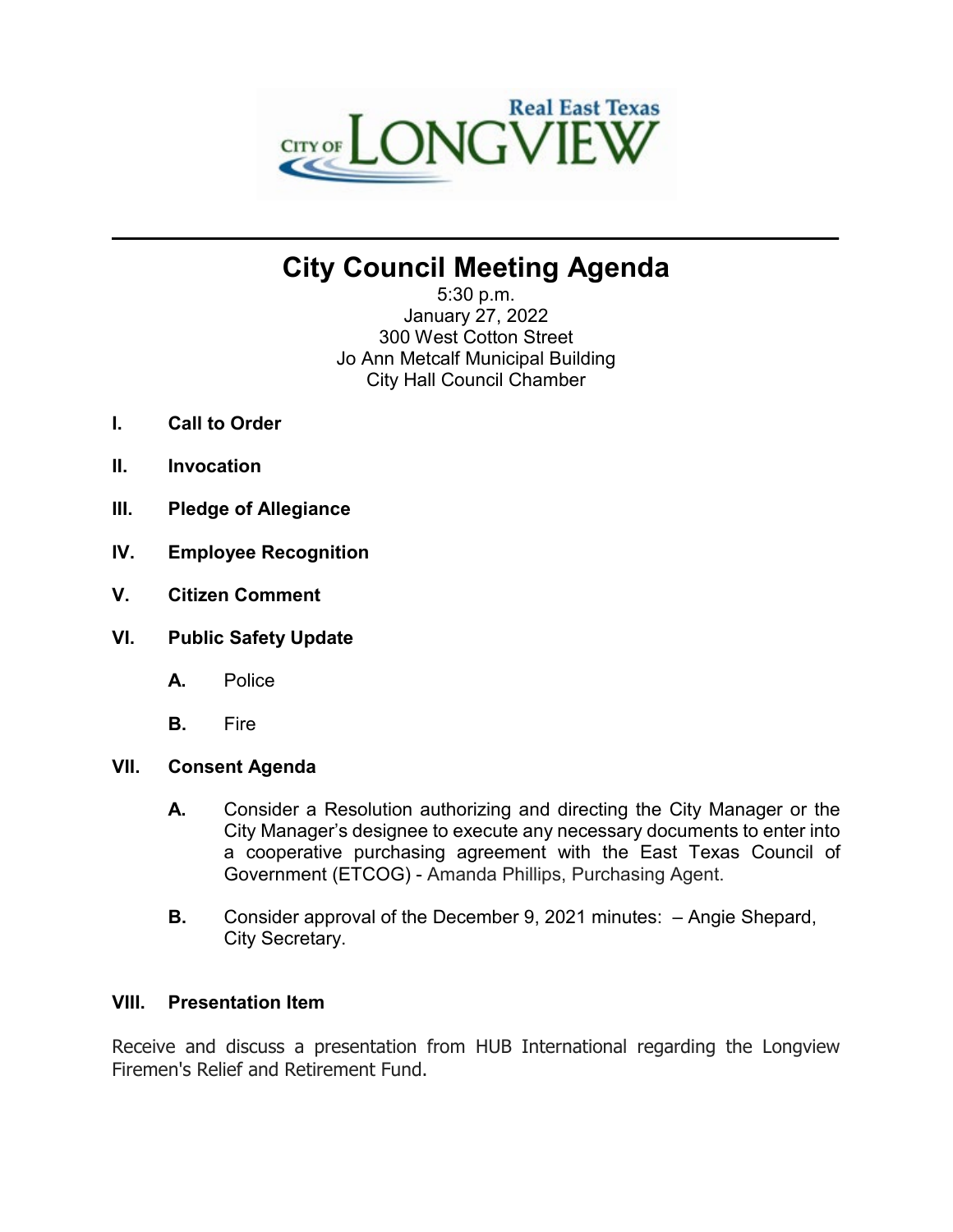# City Council Meeting Agenda

5:30 p.m.
January 27, 2022
300 West Cotton Street
Jo Ann Metcalf Municipal Building
City Hall Council Chamber

**I. Call to Order**

**II. Invocation**

**III. Pledge of Allegiance**

**IV. Employee Recognition**

**V. Citizen Comment**

**VI. Public Safety Update**

**A.** Police

**B.** Fire

**VII. Consent Agenda**

**A.** Consider a Resolution authorizing and directing the City Manager or the City Manager's designee to execute any necessary documents to enter into a cooperative purchasing agreement with the East Texas Council of Government (ETCOG) - Amanda Phillips, Purchasing Agent.

**B.** Consider approval of the December 9, 2021 minutes: – Angie Shepard, City Secretary.

**VIII. Presentation Item**

Receive and discuss a presentation from HUB International regarding the Longview Firemen's Relief and Retirement Fund.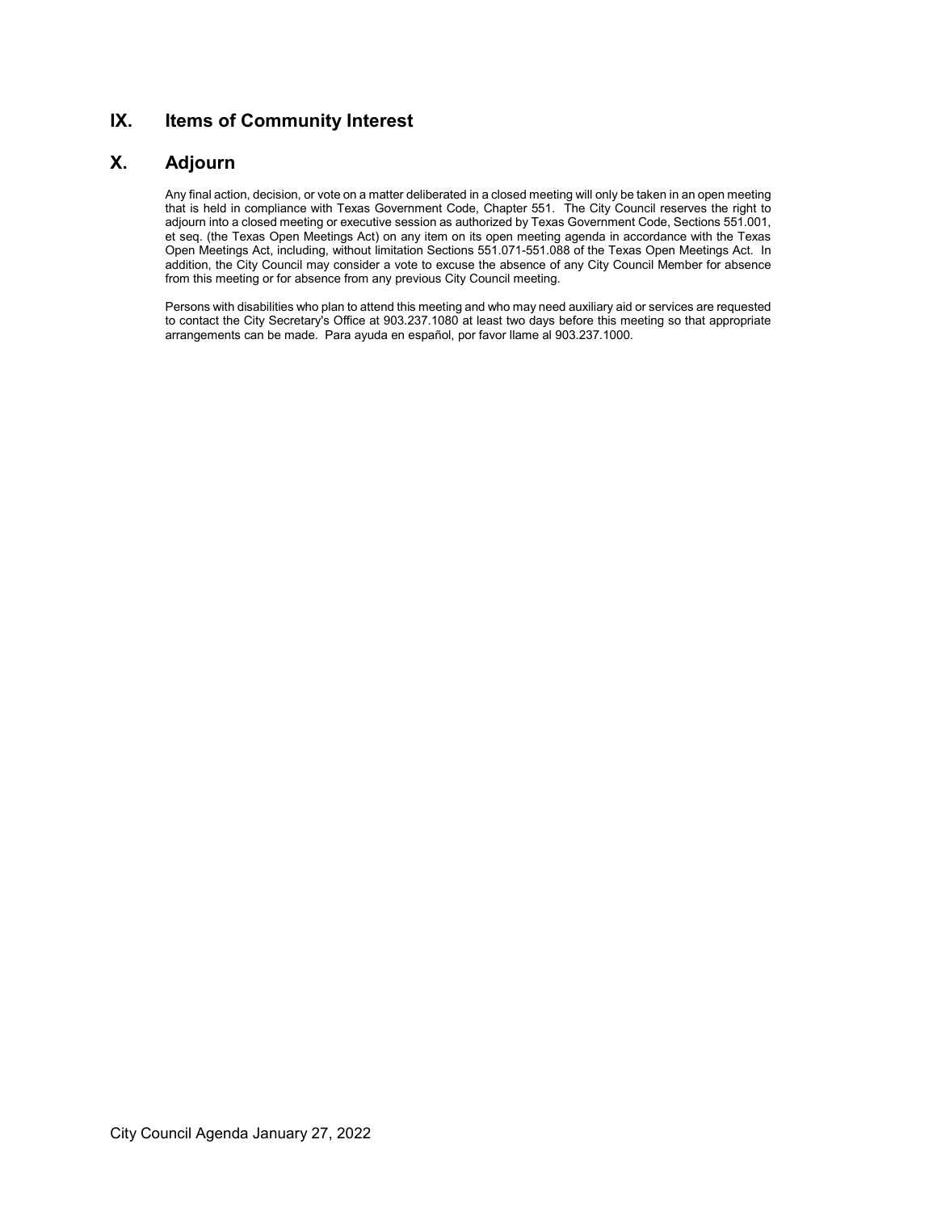## IX. Items of Community Interest

## X. Adjourn

Any final action, decision, or vote on a matter deliberated in a closed meeting will only be taken in an open meeting that is held in compliance with Texas Government Code, Chapter 551. The City Council reserves the right to adjourn into a closed meeting or executive session as authorized by Texas Government Code, Sections 551.001, et seq. (the Texas Open Meetings Act) on any item on its open meeting agenda in accordance with the Texas Open Meetings Act, including, without limitation Sections 551.071-551.088 of the Texas Open Meetings Act. In addition, the City Council may consider a vote to excuse the absence of any City Council Member for absence from this meeting or for absence from any previous City Council meeting.

Persons with disabilities who plan to attend this meeting and who may need auxiliary aid or services are requested to contact the City Secretary's Office at 903.237.1080 at least two days before this meeting so that appropriate arrangements can be made. Para ayuda en español, por favor llame al 903.237.1000.